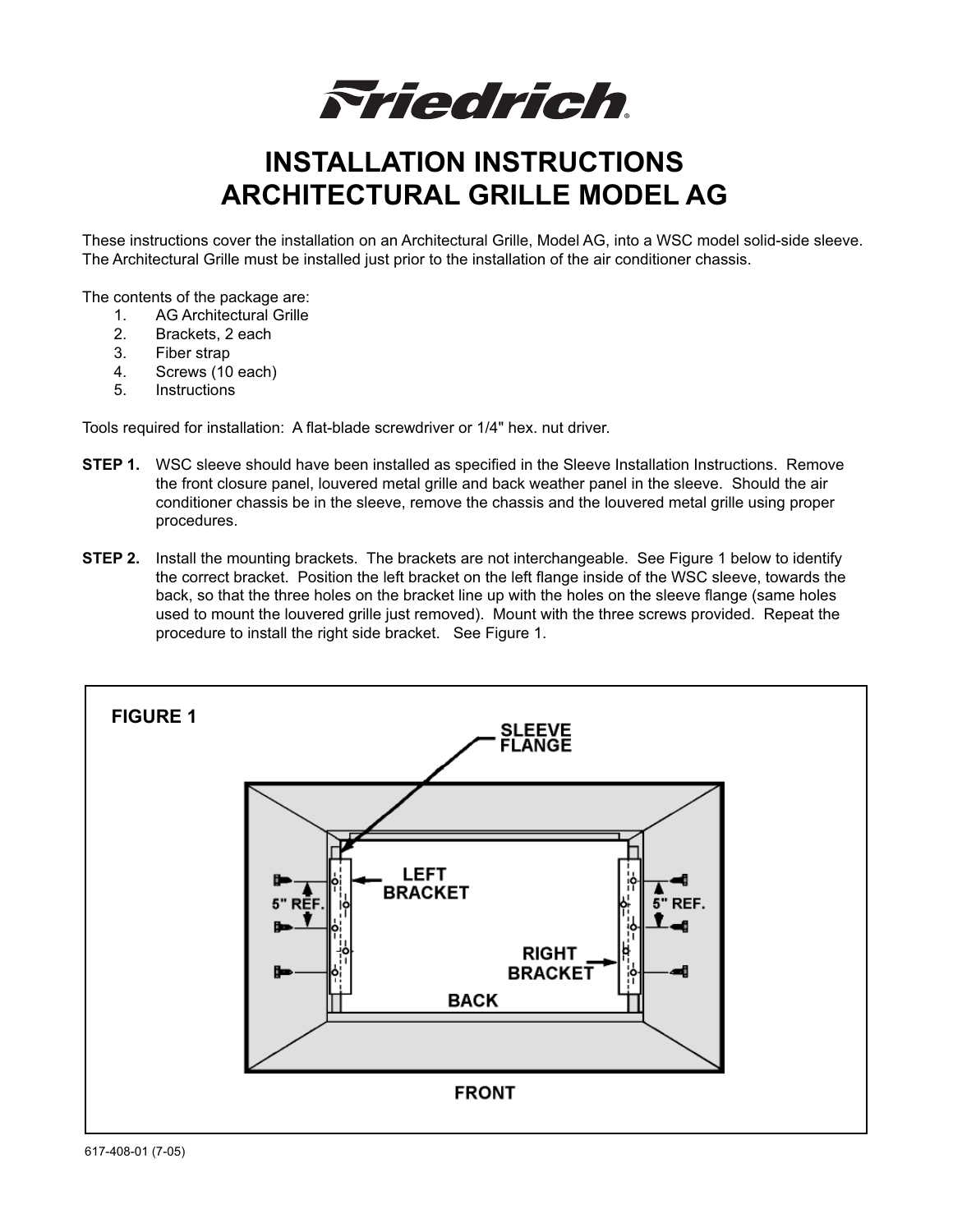# Friedrich

# INSTALLATION INSTRUCTIONS
# ARCHITECTURAL GRILLE MODEL AG

These instructions cover the installation on an Architectural Grille, Model AG, into a WSC model solid-side sleeve. The Architectural Grille must be installed just prior to the installation of the air conditioner chassis.

The contents of the package are:

1. AG Architectural Grille
2. Brackets, 2 each
3. Fiber strap
4. Screws (10 each)
5. Instructions

Tools required for installation: A flat-blade screwdriver or 1/4" hex. nut driver.

**STEP 1.** WSC sleeve should have been installed as specified in the Sleeve Installation Instructions. Remove the front closure panel, louvered metal grille and back weather panel in the sleeve. Should the air conditioner chassis be in the sleeve, remove the chassis and the louvered metal grille using proper procedures.

**STEP 2.** Install the mounting brackets. The brackets are not interchangeable. See Figure 1 below to identify the correct bracket. Position the left bracket on the left flange inside of the WSC sleeve, towards the back, so that the three holes on the bracket line up with the holes on the sleeve flange (same holes used to mount the louvered grille just removed). Mount with the three screws provided. Repeat the procedure to install the right side bracket. See Figure 1.

**FIGURE 1**

SLEEVE FLANGE

LEFT BRACKET

RIGHT BRACKET

5" REF.

5" REF.

BACK

FRONT

617-408-01 (7-05)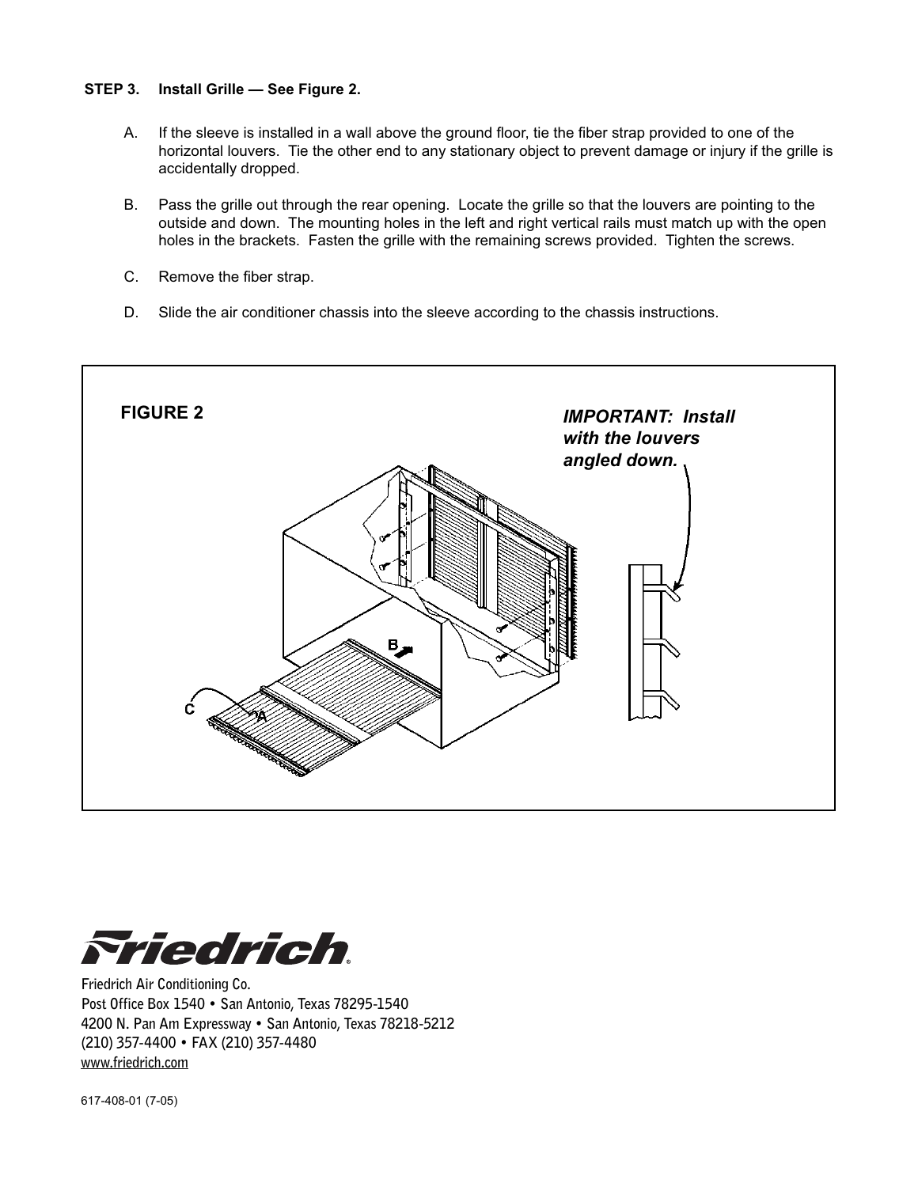**STEP 3. Install Grille — See Figure 2.**

A. If the sleeve is installed in a wall above the ground floor, tie the fiber strap provided to one of the horizontal louvers. Tie the other end to any stationary object to prevent damage or injury if the grille is accidentally dropped.

B. Pass the grille out through the rear opening. Locate the grille so that the louvers are pointing to the outside and down. The mounting holes in the left and right vertical rails must match up with the open holes in the brackets. Fasten the grille with the remaining screws provided. Tighten the screws.

C. Remove the fiber strap.

D. Slide the air conditioner chassis into the sleeve according to the chassis instructions.

**FIGURE 2**

***IMPORTANT: Install with the louvers angled down.***

B

C

A

Friedrich Air Conditioning Co.
Post Office Box 1540 • San Antonio, Texas 78295-1540
4200 N. Pan Am Expressway • San Antonio, Texas 78218-5212
(210) 357-4400 • FAX (210) 357-4480
www.friedrich.com

617-408-01 (7-05)